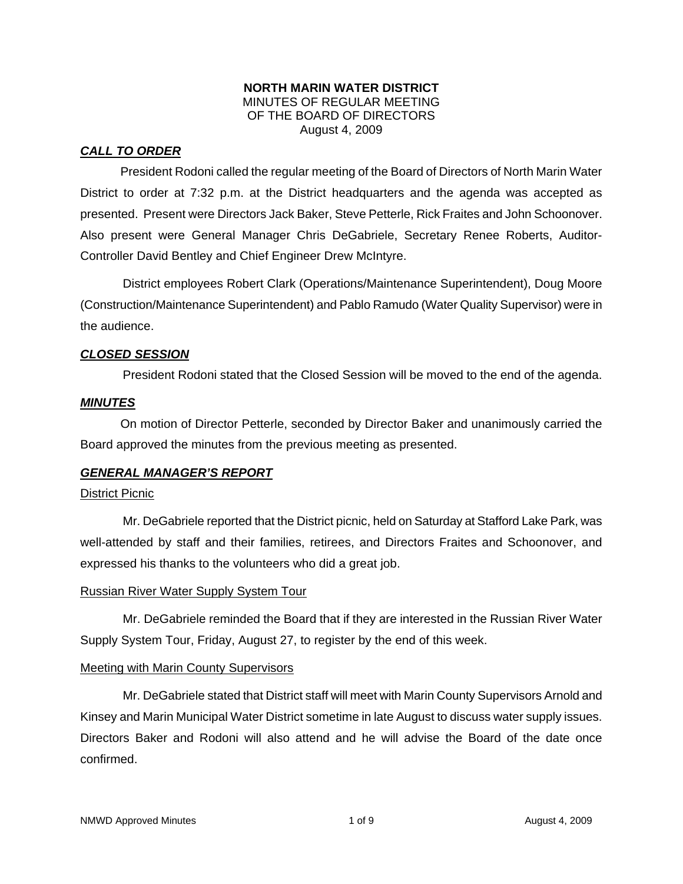**NORTH MARIN WATER DISTRICT**
MINUTES OF REGULAR MEETING
OF THE BOARD OF DIRECTORS
August 4, 2009

***CALL TO ORDER***

President Rodoni called the regular meeting of the Board of Directors of North Marin Water District to order at 7:32 p.m. at the District headquarters and the agenda was accepted as presented. Present were Directors Jack Baker, Steve Petterle, Rick Fraites and John Schoonover. Also present were General Manager Chris DeGabriele, Secretary Renee Roberts, Auditor-Controller David Bentley and Chief Engineer Drew McIntyre.

District employees Robert Clark (Operations/Maintenance Superintendent), Doug Moore (Construction/Maintenance Superintendent) and Pablo Ramudo (Water Quality Supervisor) were in the audience.

***CLOSED SESSION***

President Rodoni stated that the Closed Session will be moved to the end of the agenda.

***MINUTES***

On motion of Director Petterle, seconded by Director Baker and unanimously carried the Board approved the minutes from the previous meeting as presented.

***GENERAL MANAGER'S REPORT***

<u>District Picnic</u>

Mr. DeGabriele reported that the District picnic, held on Saturday at Stafford Lake Park, was well-attended by staff and their families, retirees, and Directors Fraites and Schoonover, and expressed his thanks to the volunteers who did a great job.

<u>Russian River Water Supply System Tour</u>

Mr. DeGabriele reminded the Board that if they are interested in the Russian River Water Supply System Tour, Friday, August 27, to register by the end of this week.

<u>Meeting with Marin County Supervisors</u>

Mr. DeGabriele stated that District staff will meet with Marin County Supervisors Arnold and Kinsey and Marin Municipal Water District sometime in late August to discuss water supply issues. Directors Baker and Rodoni will also attend and he will advise the Board of the date once confirmed.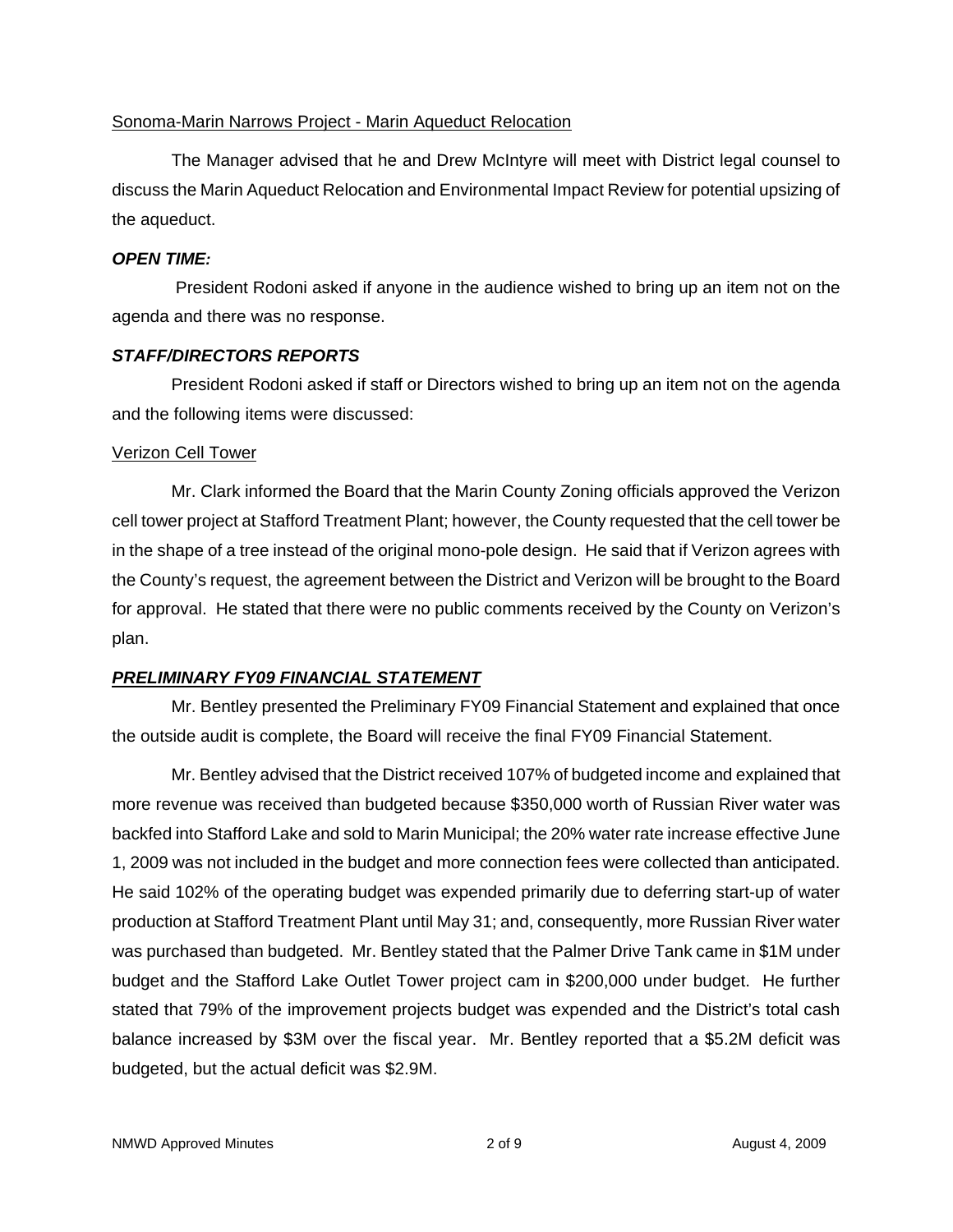Sonoma-Marin Narrows Project - Marin Aqueduct Relocation

The Manager advised that he and Drew McIntyre will meet with District legal counsel to discuss the Marin Aqueduct Relocation and Environmental Impact Review for potential upsizing of the aqueduct.

***OPEN TIME:***

President Rodoni asked if anyone in the audience wished to bring up an item not on the agenda and there was no response.

***STAFF/DIRECTORS REPORTS***

President Rodoni asked if staff or Directors wished to bring up an item not on the agenda and the following items were discussed:

Verizon Cell Tower

Mr. Clark informed the Board that the Marin County Zoning officials approved the Verizon cell tower project at Stafford Treatment Plant; however, the County requested that the cell tower be in the shape of a tree instead of the original mono-pole design. He said that if Verizon agrees with the County's request, the agreement between the District and Verizon will be brought to the Board for approval. He stated that there were no public comments received by the County on Verizon's plan.

***PRELIMINARY FY09 FINANCIAL STATEMENT***

Mr. Bentley presented the Preliminary FY09 Financial Statement and explained that once the outside audit is complete, the Board will receive the final FY09 Financial Statement.

Mr. Bentley advised that the District received 107% of budgeted income and explained that more revenue was received than budgeted because $350,000 worth of Russian River water was backfed into Stafford Lake and sold to Marin Municipal; the 20% water rate increase effective June 1, 2009 was not included in the budget and more connection fees were collected than anticipated. He said 102% of the operating budget was expended primarily due to deferring start-up of water production at Stafford Treatment Plant until May 31; and, consequently, more Russian River water was purchased than budgeted. Mr. Bentley stated that the Palmer Drive Tank came in $1M under budget and the Stafford Lake Outlet Tower project cam in $200,000 under budget. He further stated that 79% of the improvement projects budget was expended and the District's total cash balance increased by $3M over the fiscal year. Mr. Bentley reported that a $5.2M deficit was budgeted, but the actual deficit was $2.9M.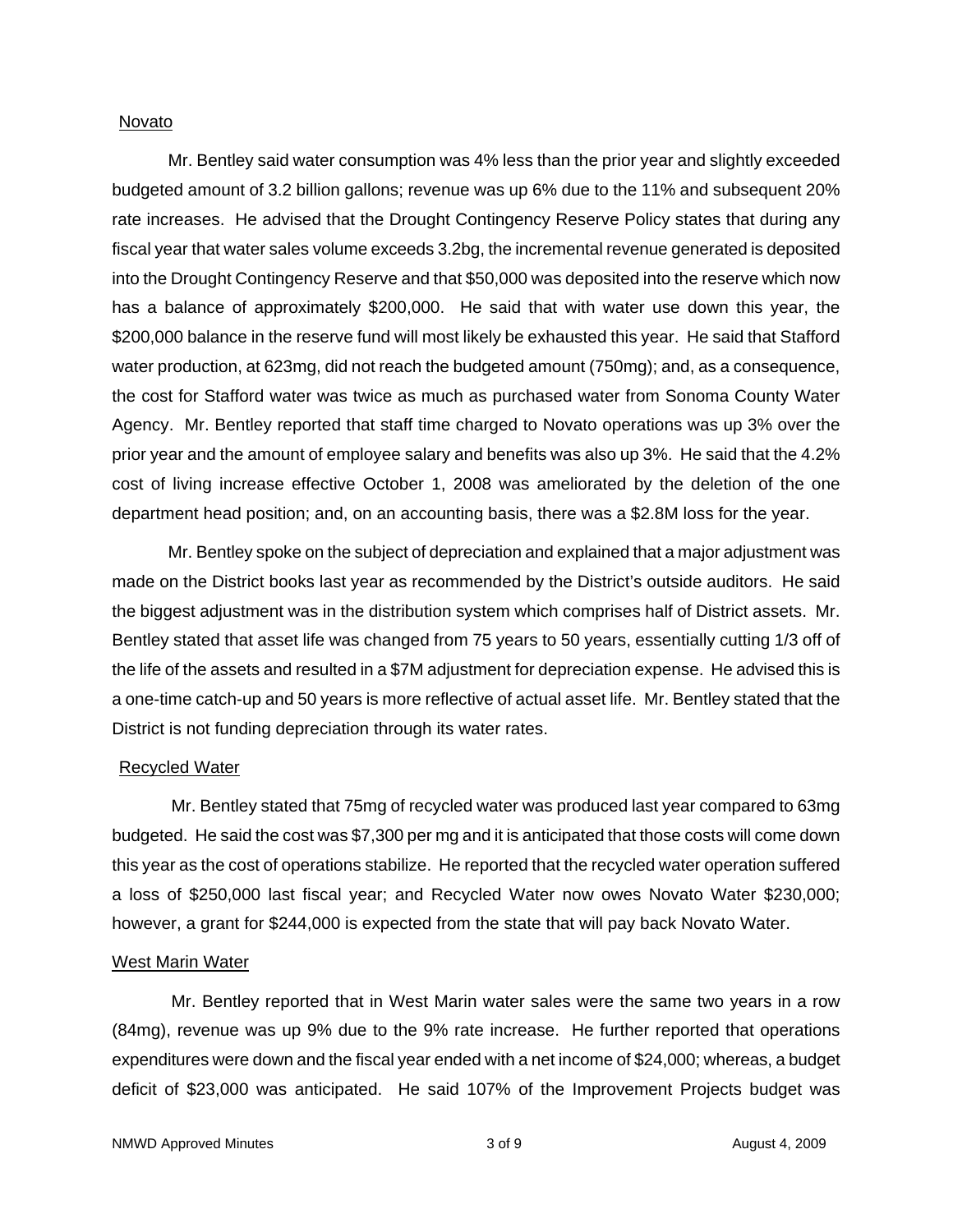Novato

Mr. Bentley said water consumption was 4% less than the prior year and slightly exceeded budgeted amount of 3.2 billion gallons; revenue was up 6% due to the 11% and subsequent 20% rate increases. He advised that the Drought Contingency Reserve Policy states that during any fiscal year that water sales volume exceeds 3.2bg, the incremental revenue generated is deposited into the Drought Contingency Reserve and that $50,000 was deposited into the reserve which now has a balance of approximately $200,000. He said that with water use down this year, the $200,000 balance in the reserve fund will most likely be exhausted this year. He said that Stafford water production, at 623mg, did not reach the budgeted amount (750mg); and, as a consequence, the cost for Stafford water was twice as much as purchased water from Sonoma County Water Agency. Mr. Bentley reported that staff time charged to Novato operations was up 3% over the prior year and the amount of employee salary and benefits was also up 3%. He said that the 4.2% cost of living increase effective October 1, 2008 was ameliorated by the deletion of the one department head position; and, on an accounting basis, there was a $2.8M loss for the year.

Mr. Bentley spoke on the subject of depreciation and explained that a major adjustment was made on the District books last year as recommended by the District's outside auditors. He said the biggest adjustment was in the distribution system which comprises half of District assets. Mr. Bentley stated that asset life was changed from 75 years to 50 years, essentially cutting 1/3 off of the life of the assets and resulted in a $7M adjustment for depreciation expense. He advised this is a one-time catch-up and 50 years is more reflective of actual asset life. Mr. Bentley stated that the District is not funding depreciation through its water rates.

Recycled Water

Mr. Bentley stated that 75mg of recycled water was produced last year compared to 63mg budgeted. He said the cost was $7,300 per mg and it is anticipated that those costs will come down this year as the cost of operations stabilize. He reported that the recycled water operation suffered a loss of $250,000 last fiscal year; and Recycled Water now owes Novato Water $230,000; however, a grant for $244,000 is expected from the state that will pay back Novato Water.

West Marin Water

Mr. Bentley reported that in West Marin water sales were the same two years in a row (84mg), revenue was up 9% due to the 9% rate increase. He further reported that operations expenditures were down and the fiscal year ended with a net income of $24,000; whereas, a budget deficit of $23,000 was anticipated. He said 107% of the Improvement Projects budget was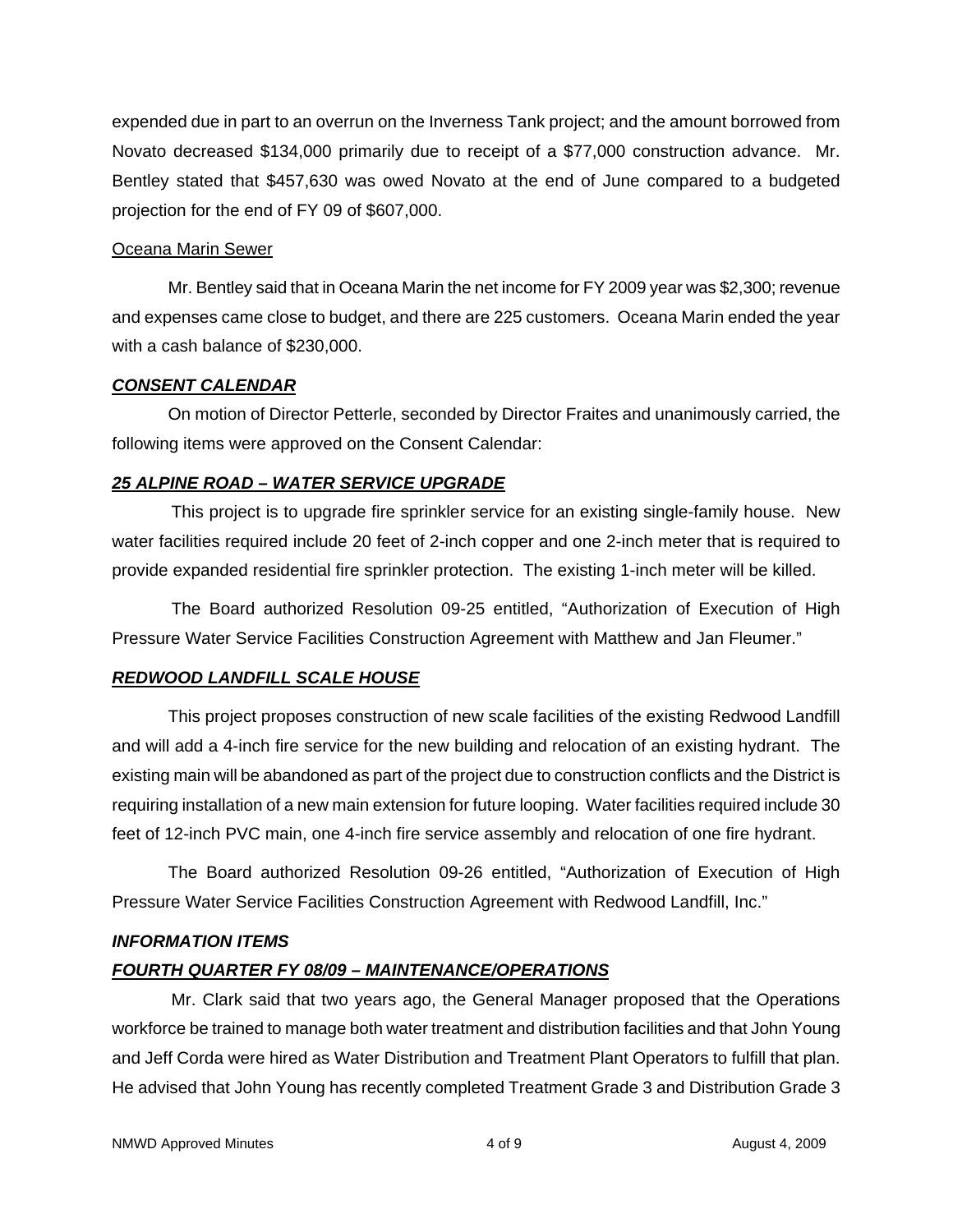expended due in part to an overrun on the Inverness Tank project; and the amount borrowed from Novato decreased $134,000 primarily due to receipt of a $77,000 construction advance. Mr. Bentley stated that $457,630 was owed Novato at the end of June compared to a budgeted projection for the end of FY 09 of $607,000.

Oceana Marin Sewer

Mr. Bentley said that in Oceana Marin the net income for FY 2009 year was $2,300; revenue and expenses came close to budget, and there are 225 customers. Oceana Marin ended the year with a cash balance of $230,000.

***CONSENT CALENDAR***

On motion of Director Petterle, seconded by Director Fraites and unanimously carried, the following items were approved on the Consent Calendar:

***25 ALPINE ROAD – WATER SERVICE UPGRADE***

This project is to upgrade fire sprinkler service for an existing single-family house. New water facilities required include 20 feet of 2-inch copper and one 2-inch meter that is required to provide expanded residential fire sprinkler protection. The existing 1-inch meter will be killed.

The Board authorized Resolution 09-25 entitled, "Authorization of Execution of High Pressure Water Service Facilities Construction Agreement with Matthew and Jan Fleumer."

***REDWOOD LANDFILL SCALE HOUSE***

This project proposes construction of new scale facilities of the existing Redwood Landfill and will add a 4-inch fire service for the new building and relocation of an existing hydrant. The existing main will be abandoned as part of the project due to construction conflicts and the District is requiring installation of a new main extension for future looping. Water facilities required include 30 feet of 12-inch PVC main, one 4-inch fire service assembly and relocation of one fire hydrant.

The Board authorized Resolution 09-26 entitled, "Authorization of Execution of High Pressure Water Service Facilities Construction Agreement with Redwood Landfill, Inc."

***INFORMATION ITEMS***

***FOURTH QUARTER FY 08/09 – MAINTENANCE/OPERATIONS***

Mr. Clark said that two years ago, the General Manager proposed that the Operations workforce be trained to manage both water treatment and distribution facilities and that John Young and Jeff Corda were hired as Water Distribution and Treatment Plant Operators to fulfill that plan. He advised that John Young has recently completed Treatment Grade 3 and Distribution Grade 3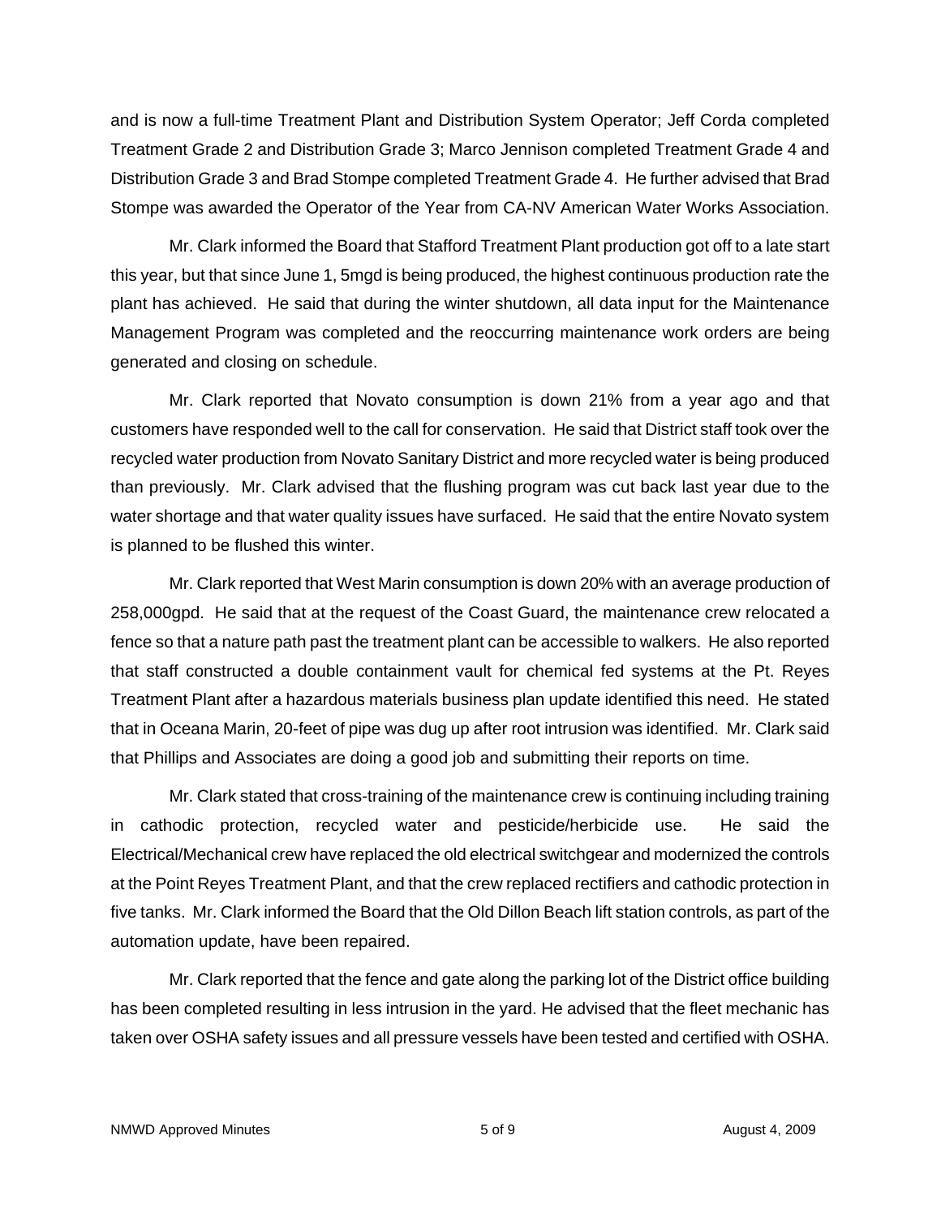and is now a full-time Treatment Plant and Distribution System Operator; Jeff Corda completed Treatment Grade 2 and Distribution Grade 3; Marco Jennison completed Treatment Grade 4 and Distribution Grade 3 and Brad Stompe completed Treatment Grade 4. He further advised that Brad Stompe was awarded the Operator of the Year from CA-NV American Water Works Association.

Mr. Clark informed the Board that Stafford Treatment Plant production got off to a late start this year, but that since June 1, 5mgd is being produced, the highest continuous production rate the plant has achieved. He said that during the winter shutdown, all data input for the Maintenance Management Program was completed and the reoccurring maintenance work orders are being generated and closing on schedule.

Mr. Clark reported that Novato consumption is down 21% from a year ago and that customers have responded well to the call for conservation. He said that District staff took over the recycled water production from Novato Sanitary District and more recycled water is being produced than previously. Mr. Clark advised that the flushing program was cut back last year due to the water shortage and that water quality issues have surfaced. He said that the entire Novato system is planned to be flushed this winter.

Mr. Clark reported that West Marin consumption is down 20% with an average production of 258,000gpd. He said that at the request of the Coast Guard, the maintenance crew relocated a fence so that a nature path past the treatment plant can be accessible to walkers. He also reported that staff constructed a double containment vault for chemical fed systems at the Pt. Reyes Treatment Plant after a hazardous materials business plan update identified this need. He stated that in Oceana Marin, 20-feet of pipe was dug up after root intrusion was identified. Mr. Clark said that Phillips and Associates are doing a good job and submitting their reports on time.

Mr. Clark stated that cross-training of the maintenance crew is continuing including training in cathodic protection, recycled water and pesticide/herbicide use. He said the Electrical/Mechanical crew have replaced the old electrical switchgear and modernized the controls at the Point Reyes Treatment Plant, and that the crew replaced rectifiers and cathodic protection in five tanks. Mr. Clark informed the Board that the Old Dillon Beach lift station controls, as part of the automation update, have been repaired.

Mr. Clark reported that the fence and gate along the parking lot of the District office building has been completed resulting in less intrusion in the yard. He advised that the fleet mechanic has taken over OSHA safety issues and all pressure vessels have been tested and certified with OSHA.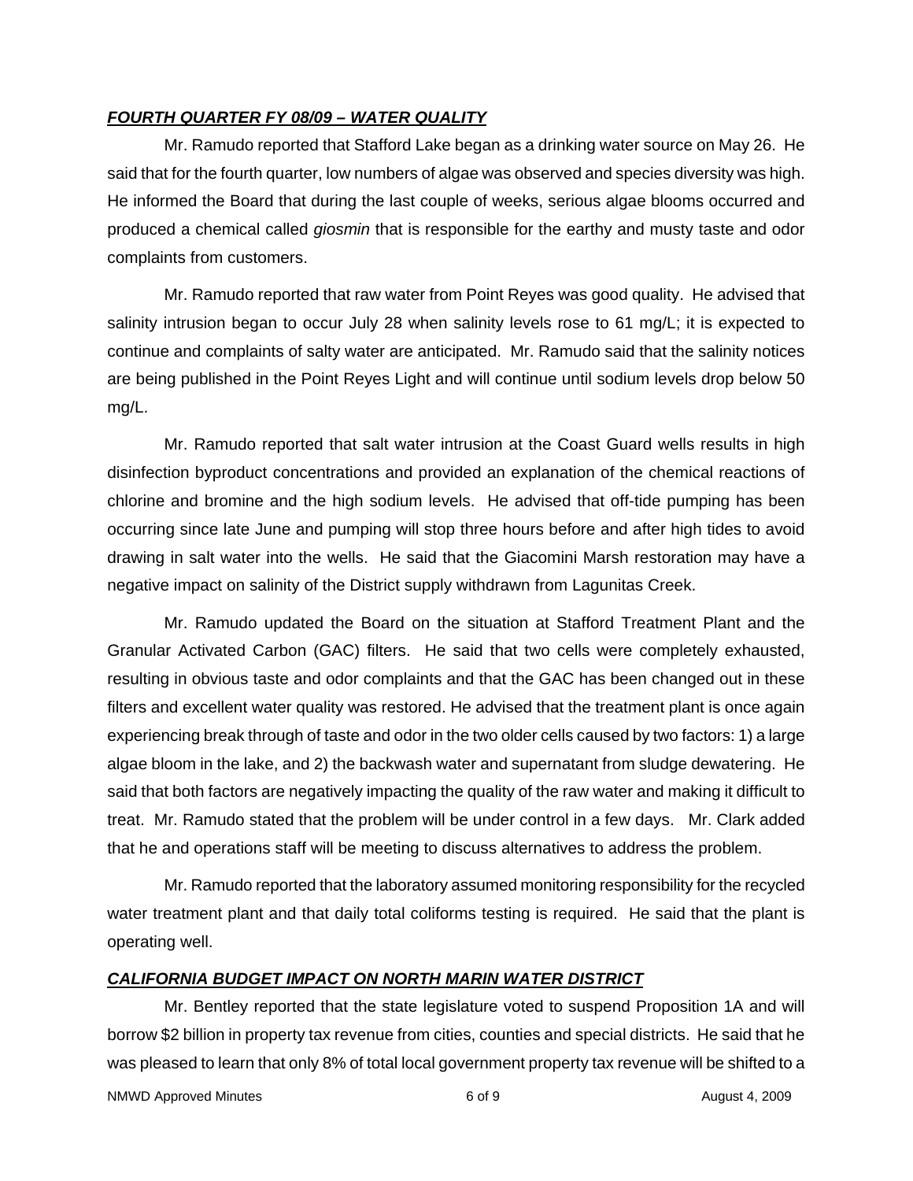***FOURTH QUARTER FY 08/09 – WATER QUALITY***

Mr. Ramudo reported that Stafford Lake began as a drinking water source on May 26. He said that for the fourth quarter, low numbers of algae was observed and species diversity was high. He informed the Board that during the last couple of weeks, serious algae blooms occurred and produced a chemical called *giosmin* that is responsible for the earthy and musty taste and odor complaints from customers.

Mr. Ramudo reported that raw water from Point Reyes was good quality. He advised that salinity intrusion began to occur July 28 when salinity levels rose to 61 mg/L; it is expected to continue and complaints of salty water are anticipated. Mr. Ramudo said that the salinity notices are being published in the Point Reyes Light and will continue until sodium levels drop below 50 mg/L.

Mr. Ramudo reported that salt water intrusion at the Coast Guard wells results in high disinfection byproduct concentrations and provided an explanation of the chemical reactions of chlorine and bromine and the high sodium levels. He advised that off-tide pumping has been occurring since late June and pumping will stop three hours before and after high tides to avoid drawing in salt water into the wells. He said that the Giacomini Marsh restoration may have a negative impact on salinity of the District supply withdrawn from Lagunitas Creek.

Mr. Ramudo updated the Board on the situation at Stafford Treatment Plant and the Granular Activated Carbon (GAC) filters. He said that two cells were completely exhausted, resulting in obvious taste and odor complaints and that the GAC has been changed out in these filters and excellent water quality was restored. He advised that the treatment plant is once again experiencing break through of taste and odor in the two older cells caused by two factors: 1) a large algae bloom in the lake, and 2) the backwash water and supernatant from sludge dewatering. He said that both factors are negatively impacting the quality of the raw water and making it difficult to treat. Mr. Ramudo stated that the problem will be under control in a few days. Mr. Clark added that he and operations staff will be meeting to discuss alternatives to address the problem.

Mr. Ramudo reported that the laboratory assumed monitoring responsibility for the recycled water treatment plant and that daily total coliforms testing is required. He said that the plant is operating well.

***CALIFORNIA BUDGET IMPACT ON NORTH MARIN WATER DISTRICT***

Mr. Bentley reported that the state legislature voted to suspend Proposition 1A and will borrow $2 billion in property tax revenue from cities, counties and special districts. He said that he was pleased to learn that only 8% of total local government property tax revenue will be shifted to a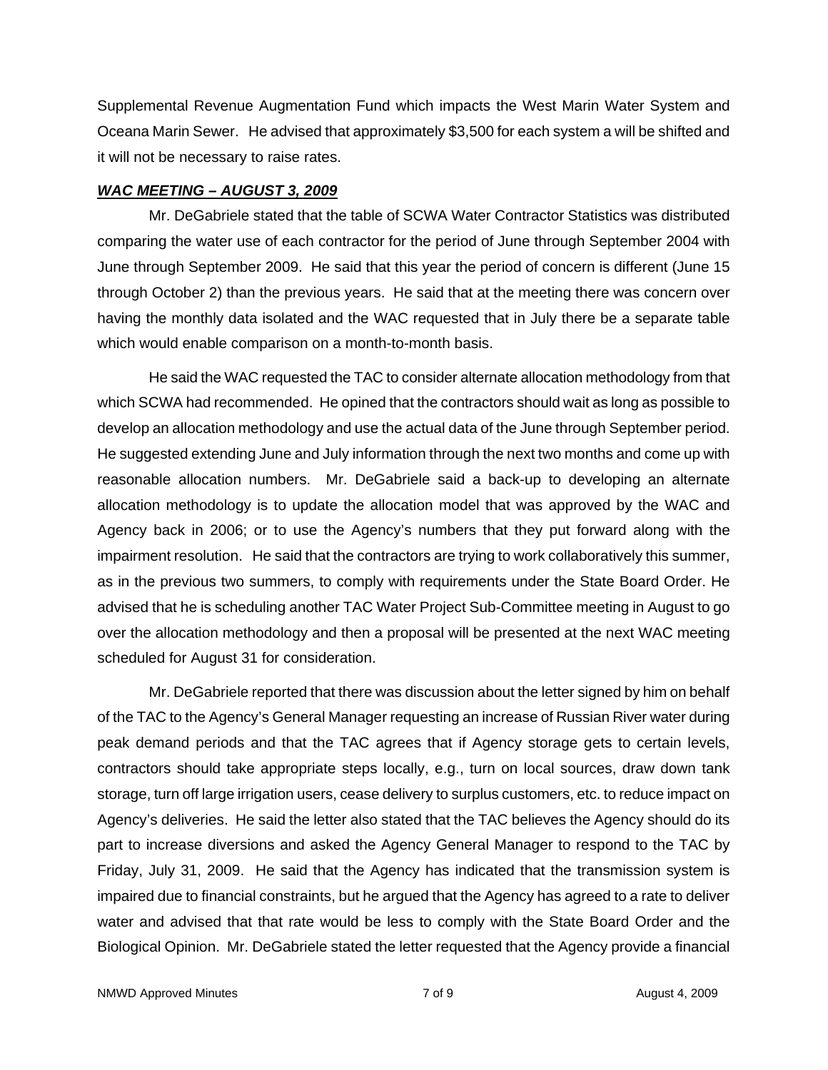Supplemental Revenue Augmentation Fund which impacts the West Marin Water System and Oceana Marin Sewer. He advised that approximately $3,500 for each system a will be shifted and it will not be necessary to raise rates.

***WAC MEETING – AUGUST 3, 2009***

Mr. DeGabriele stated that the table of SCWA Water Contractor Statistics was distributed comparing the water use of each contractor for the period of June through September 2004 with June through September 2009. He said that this year the period of concern is different (June 15 through October 2) than the previous years. He said that at the meeting there was concern over having the monthly data isolated and the WAC requested that in July there be a separate table which would enable comparison on a month-to-month basis.

He said the WAC requested the TAC to consider alternate allocation methodology from that which SCWA had recommended. He opined that the contractors should wait as long as possible to develop an allocation methodology and use the actual data of the June through September period. He suggested extending June and July information through the next two months and come up with reasonable allocation numbers. Mr. DeGabriele said a back-up to developing an alternate allocation methodology is to update the allocation model that was approved by the WAC and Agency back in 2006; or to use the Agency's numbers that they put forward along with the impairment resolution. He said that the contractors are trying to work collaboratively this summer, as in the previous two summers, to comply with requirements under the State Board Order. He advised that he is scheduling another TAC Water Project Sub-Committee meeting in August to go over the allocation methodology and then a proposal will be presented at the next WAC meeting scheduled for August 31 for consideration.

Mr. DeGabriele reported that there was discussion about the letter signed by him on behalf of the TAC to the Agency's General Manager requesting an increase of Russian River water during peak demand periods and that the TAC agrees that if Agency storage gets to certain levels, contractors should take appropriate steps locally, e.g., turn on local sources, draw down tank storage, turn off large irrigation users, cease delivery to surplus customers, etc. to reduce impact on Agency's deliveries. He said the letter also stated that the TAC believes the Agency should do its part to increase diversions and asked the Agency General Manager to respond to the TAC by Friday, July 31, 2009. He said that the Agency has indicated that the transmission system is impaired due to financial constraints, but he argued that the Agency has agreed to a rate to deliver water and advised that that rate would be less to comply with the State Board Order and the Biological Opinion. Mr. DeGabriele stated the letter requested that the Agency provide a financial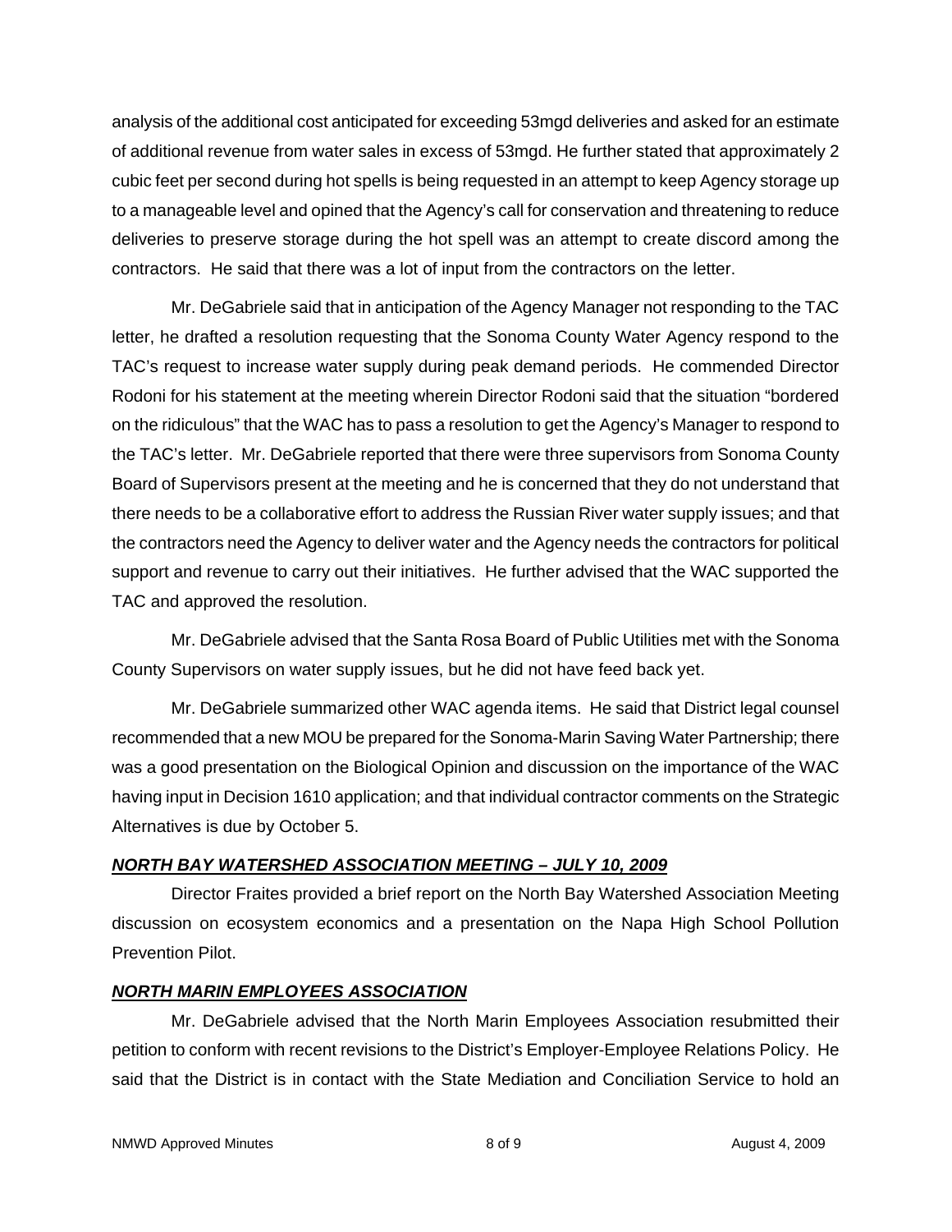analysis of the additional cost anticipated for exceeding 53mgd deliveries and asked for an estimate of additional revenue from water sales in excess of 53mgd. He further stated that approximately 2 cubic feet per second during hot spells is being requested in an attempt to keep Agency storage up to a manageable level and opined that the Agency's call for conservation and threatening to reduce deliveries to preserve storage during the hot spell was an attempt to create discord among the contractors. He said that there was a lot of input from the contractors on the letter.

Mr. DeGabriele said that in anticipation of the Agency Manager not responding to the TAC letter, he drafted a resolution requesting that the Sonoma County Water Agency respond to the TAC's request to increase water supply during peak demand periods. He commended Director Rodoni for his statement at the meeting wherein Director Rodoni said that the situation "bordered on the ridiculous" that the WAC has to pass a resolution to get the Agency's Manager to respond to the TAC's letter. Mr. DeGabriele reported that there were three supervisors from Sonoma County Board of Supervisors present at the meeting and he is concerned that they do not understand that there needs to be a collaborative effort to address the Russian River water supply issues; and that the contractors need the Agency to deliver water and the Agency needs the contractors for political support and revenue to carry out their initiatives. He further advised that the WAC supported the TAC and approved the resolution.

Mr. DeGabriele advised that the Santa Rosa Board of Public Utilities met with the Sonoma County Supervisors on water supply issues, but he did not have feed back yet.

Mr. DeGabriele summarized other WAC agenda items. He said that District legal counsel recommended that a new MOU be prepared for the Sonoma-Marin Saving Water Partnership; there was a good presentation on the Biological Opinion and discussion on the importance of the WAC having input in Decision 1610 application; and that individual contractor comments on the Strategic Alternatives is due by October 5.

***NORTH BAY WATERSHED ASSOCIATION MEETING – JULY 10, 2009***

Director Fraites provided a brief report on the North Bay Watershed Association Meeting discussion on ecosystem economics and a presentation on the Napa High School Pollution Prevention Pilot.

***NORTH MARIN EMPLOYEES ASSOCIATION***

Mr. DeGabriele advised that the North Marin Employees Association resubmitted their petition to conform with recent revisions to the District's Employer-Employee Relations Policy. He said that the District is in contact with the State Mediation and Conciliation Service to hold an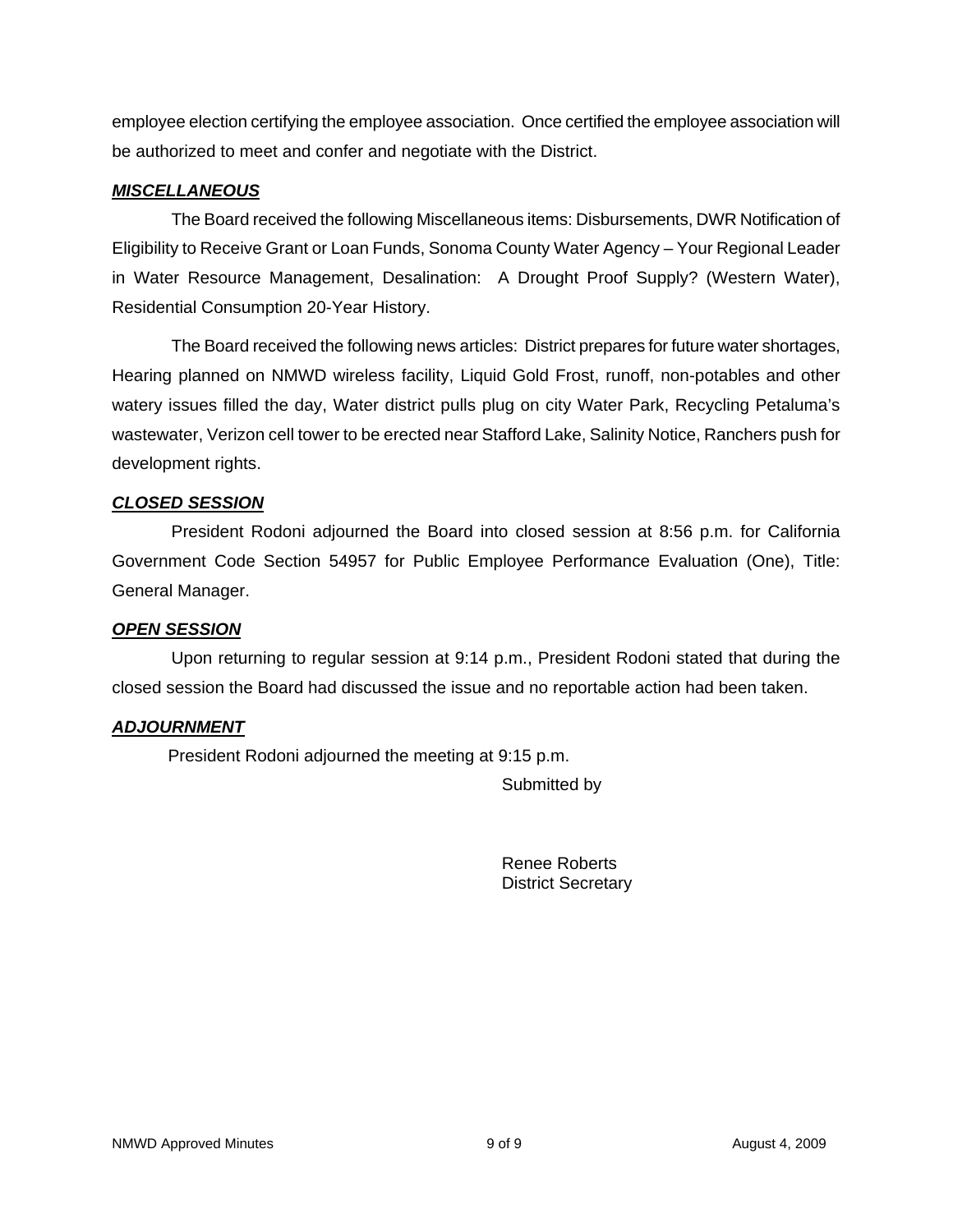employee election certifying the employee association. Once certified the employee association will be authorized to meet and confer and negotiate with the District.

***MISCELLANEOUS***

The Board received the following Miscellaneous items: Disbursements, DWR Notification of Eligibility to Receive Grant or Loan Funds, Sonoma County Water Agency – Your Regional Leader in Water Resource Management, Desalination: A Drought Proof Supply? (Western Water), Residential Consumption 20-Year History.

The Board received the following news articles: District prepares for future water shortages, Hearing planned on NMWD wireless facility, Liquid Gold Frost, runoff, non-potables and other watery issues filled the day, Water district pulls plug on city Water Park, Recycling Petaluma's wastewater, Verizon cell tower to be erected near Stafford Lake, Salinity Notice, Ranchers push for development rights.

***CLOSED SESSION***

President Rodoni adjourned the Board into closed session at 8:56 p.m. for California Government Code Section 54957 for Public Employee Performance Evaluation (One), Title: General Manager.

***OPEN SESSION***

Upon returning to regular session at 9:14 p.m., President Rodoni stated that during the closed session the Board had discussed the issue and no reportable action had been taken.

***ADJOURNMENT***

President Rodoni adjourned the meeting at 9:15 p.m.

Submitted by

Renee Roberts
District Secretary